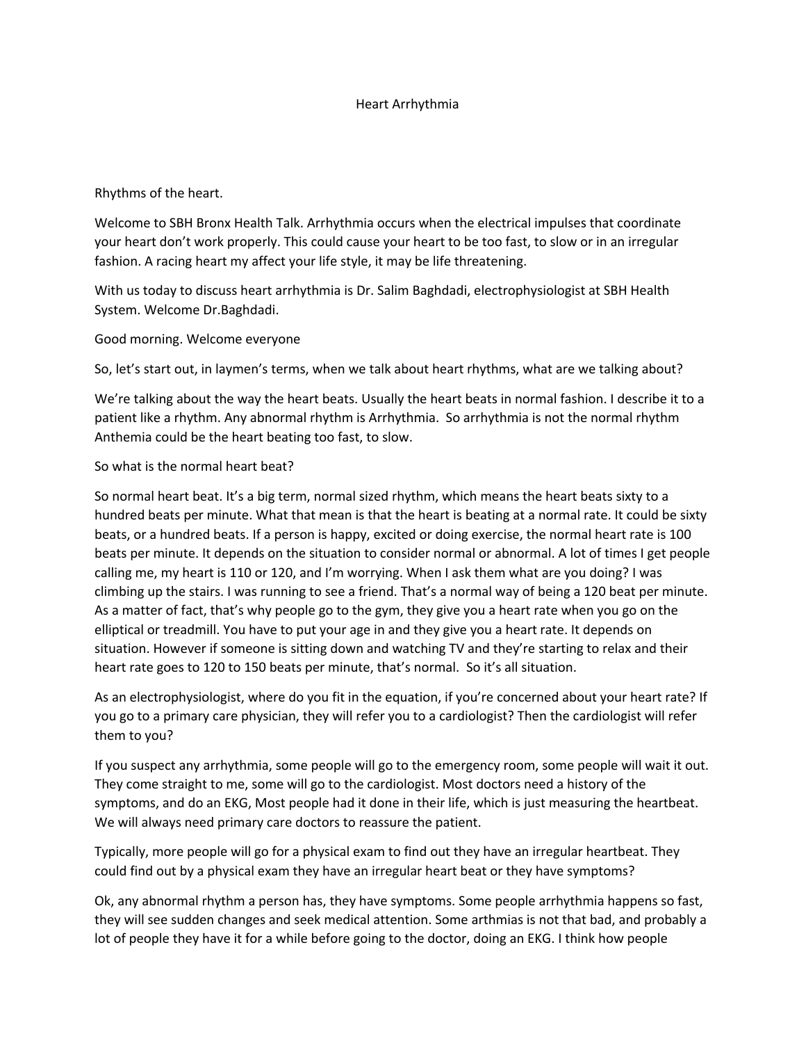# Heart Arrhythmia

Rhythms of the heart.

Welcome to SBH Bronx Health Talk. Arrhythmia occurs when the electrical impulses that coordinate your heart don't work properly. This could cause your heart to be too fast, to slow or in an irregular fashion. A racing heart my affect your life style, it may be life threatening.

With us today to discuss heart arrhythmia is Dr. Salim Baghdadi, electrophysiologist at SBH Health System. Welcome Dr.Baghdadi.

Good morning. Welcome everyone

So, let's start out, in laymen's terms, when we talk about heart rhythms, what are we talking about?

We're talking about the way the heart beats. Usually the heart beats in normal fashion. I describe it to a patient like a rhythm. Any abnormal rhythm is Arrhythmia. So arrhythmia is not the normal rhythm Anthemia could be the heart beating too fast, to slow.

So what is the normal heart beat?

So normal heart beat. It's a big term, normal sized rhythm, which means the heart beats sixty to a hundred beats per minute. What that mean is that the heart is beating at a normal rate. It could be sixty beats, or a hundred beats. If a person is happy, excited or doing exercise, the normal heart rate is 100 beats per minute. It depends on the situation to consider normal or abnormal. A lot of times I get people calling me, my heart is 110 or 120, and I'm worrying. When I ask them what are you doing? I was climbing up the stairs. I was running to see a friend. That's a normal way of being a 120 beat per minute. As a matter of fact, that's why people go to the gym, they give you a heart rate when you go on the elliptical or treadmill. You have to put your age in and they give you a heart rate. It depends on situation. However if someone is sitting down and watching TV and they're starting to relax and their heart rate goes to 120 to 150 beats per minute, that's normal. So it's all situation.

As an electrophysiologist, where do you fit in the equation, if you're concerned about your heart rate? If you go to a primary care physician, they will refer you to a cardiologist? Then the cardiologist will refer them to you?

If you suspect any arrhythmia, some people will go to the emergency room, some people will wait it out. They come straight to me, some will go to the cardiologist. Most doctors need a history of the symptoms, and do an EKG, Most people had it done in their life, which is just measuring the heartbeat. We will always need primary care doctors to reassure the patient.

Typically, more people will go for a physical exam to find out they have an irregular heartbeat. They could find out by a physical exam they have an irregular heart beat or they have symptoms?

Ok, any abnormal rhythm a person has, they have symptoms. Some people arrhythmia happens so fast, they will see sudden changes and seek medical attention. Some arthmias is not that bad, and probably a lot of people they have it for a while before going to the doctor, doing an EKG. I think how people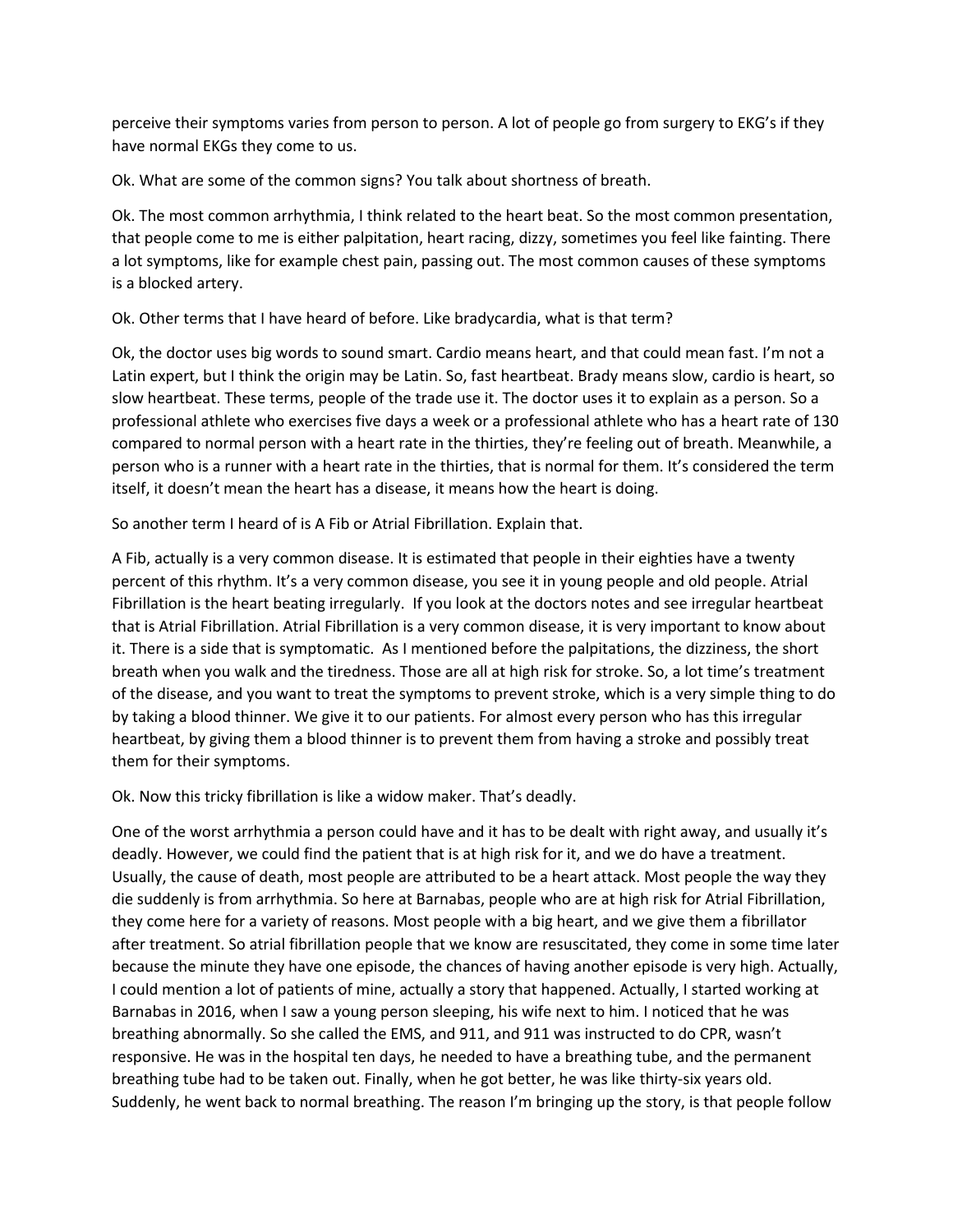perceive their symptoms varies from person to person. A lot of people go from surgery to EKG's if they have normal EKGs they come to us.

Ok. What are some of the common signs? You talk about shortness of breath.

Ok. The most common arrhythmia, I think related to the heart beat. So the most common presentation, that people come to me is either palpitation, heart racing, dizzy, sometimes you feel like fainting. There a lot symptoms, like for example chest pain, passing out. The most common causes of these symptoms is a blocked artery.

Ok. Other terms that I have heard of before. Like bradycardia, what is that term?

Ok, the doctor uses big words to sound smart. Cardio means heart, and that could mean fast. I'm not a Latin expert, but I think the origin may be Latin. So, fast heartbeat. Brady means slow, cardio is heart, so slow heartbeat. These terms, people of the trade use it. The doctor uses it to explain as a person. So a professional athlete who exercises five days a week or a professional athlete who has a heart rate of 130 compared to normal person with a heart rate in the thirties, they're feeling out of breath. Meanwhile, a person who is a runner with a heart rate in the thirties, that is normal for them. It's considered the term itself, it doesn't mean the heart has a disease, it means how the heart is doing.

So another term I heard of is A Fib or Atrial Fibrillation. Explain that.

A Fib, actually is a very common disease. It is estimated that people in their eighties have a twenty percent of this rhythm. It's a very common disease, you see it in young people and old people. Atrial Fibrillation is the heart beating irregularly. If you look at the doctors notes and see irregular heartbeat that is Atrial Fibrillation. Atrial Fibrillation is a very common disease, it is very important to know about it. There is a side that is symptomatic. As I mentioned before the palpitations, the dizziness, the short breath when you walk and the tiredness. Those are all at high risk for stroke. So, a lot time's treatment of the disease, and you want to treat the symptoms to prevent stroke, which is a very simple thing to do by taking a blood thinner. We give it to our patients. For almost every person who has this irregular heartbeat, by giving them a blood thinner is to prevent them from having a stroke and possibly treat them for their symptoms.

Ok. Now this tricky fibrillation is like a widow maker. That's deadly.

One of the worst arrhythmia a person could have and it has to be dealt with right away, and usually it's deadly. However, we could find the patient that is at high risk for it, and we do have a treatment. Usually, the cause of death, most people are attributed to be a heart attack. Most people the way they die suddenly is from arrhythmia. So here at Barnabas, people who are at high risk for Atrial Fibrillation, they come here for a variety of reasons. Most people with a big heart, and we give them a fibrillator after treatment. So atrial fibrillation people that we know are resuscitated, they come in some time later because the minute they have one episode, the chances of having another episode is very high. Actually, I could mention a lot of patients of mine, actually a story that happened. Actually, I started working at Barnabas in 2016, when I saw a young person sleeping, his wife next to him. I noticed that he was breathing abnormally. So she called the EMS, and 911, and 911 was instructed to do CPR, wasn't responsive. He was in the hospital ten days, he needed to have a breathing tube, and the permanent breathing tube had to be taken out. Finally, when he got better, he was like thirty-six years old. Suddenly, he went back to normal breathing. The reason I'm bringing up the story, is that people follow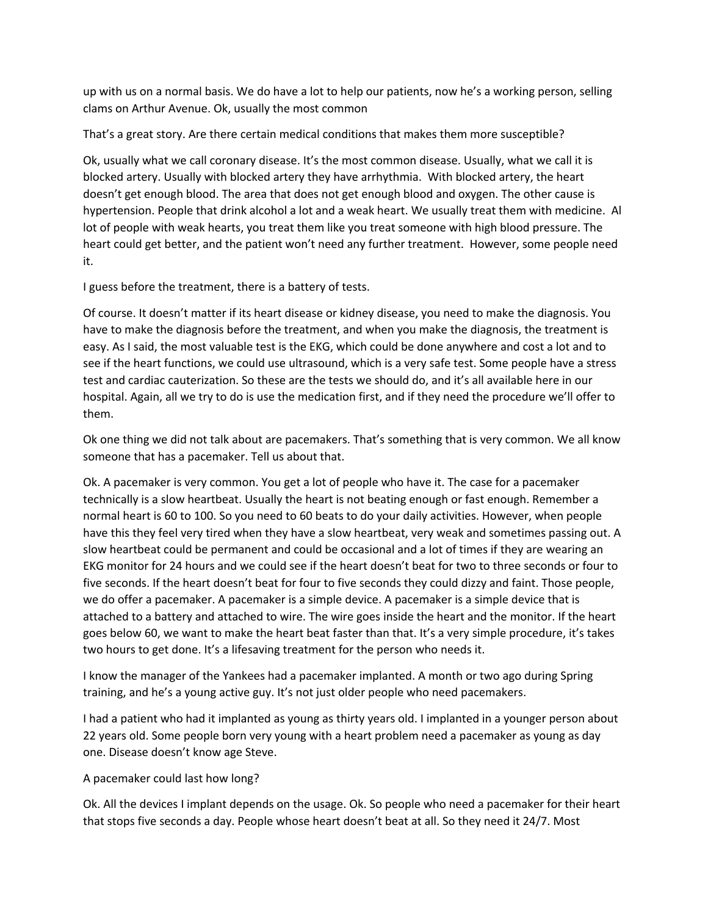up with us on a normal basis. We do have a lot to help our patients, now he's a working person, selling clams on Arthur Avenue. Ok, usually the most common

That's a great story. Are there certain medical conditions that makes them more susceptible?

Ok, usually what we call coronary disease. It's the most common disease. Usually, what we call it is blocked artery. Usually with blocked artery they have arrhythmia. With blocked artery, the heart doesn't get enough blood. The area that does not get enough blood and oxygen. The other cause is hypertension. People that drink alcohol a lot and a weak heart. We usually treat them with medicine. Al lot of people with weak hearts, you treat them like you treat someone with high blood pressure. The heart could get better, and the patient won't need any further treatment. However, some people need it.

I guess before the treatment, there is a battery of tests.

Of course. It doesn't matter if its heart disease or kidney disease, you need to make the diagnosis. You have to make the diagnosis before the treatment, and when you make the diagnosis, the treatment is easy. As I said, the most valuable test is the EKG, which could be done anywhere and cost a lot and to see if the heart functions, we could use ultrasound, which is a very safe test. Some people have a stress test and cardiac cauterization. So these are the tests we should do, and it's all available here in our hospital. Again, all we try to do is use the medication first, and if they need the procedure we'll offer to them.

Ok one thing we did not talk about are pacemakers. That's something that is very common. We all know someone that has a pacemaker. Tell us about that.

Ok. A pacemaker is very common. You get a lot of people who have it. The case for a pacemaker technically is a slow heartbeat. Usually the heart is not beating enough or fast enough. Remember a normal heart is 60 to 100. So you need to 60 beats to do your daily activities. However, when people have this they feel very tired when they have a slow heartbeat, very weak and sometimes passing out. A slow heartbeat could be permanent and could be occasional and a lot of times if they are wearing an EKG monitor for 24 hours and we could see if the heart doesn't beat for two to three seconds or four to five seconds. If the heart doesn't beat for four to five seconds they could dizzy and faint. Those people, we do offer a pacemaker. A pacemaker is a simple device. A pacemaker is a simple device that is attached to a battery and attached to wire. The wire goes inside the heart and the monitor. If the heart goes below 60, we want to make the heart beat faster than that. It's a very simple procedure, it's takes two hours to get done. It's a lifesaving treatment for the person who needs it.

I know the manager of the Yankees had a pacemaker implanted. A month or two ago during Spring training, and he's a young active guy. It's not just older people who need pacemakers.

I had a patient who had it implanted as young as thirty years old. I implanted in a younger person about 22 years old. Some people born very young with a heart problem need a pacemaker as young as day one. Disease doesn't know age Steve.

A pacemaker could last how long?

Ok. All the devices I implant depends on the usage. Ok. So people who need a pacemaker for their heart that stops five seconds a day. People whose heart doesn't beat at all. So they need it 24/7. Most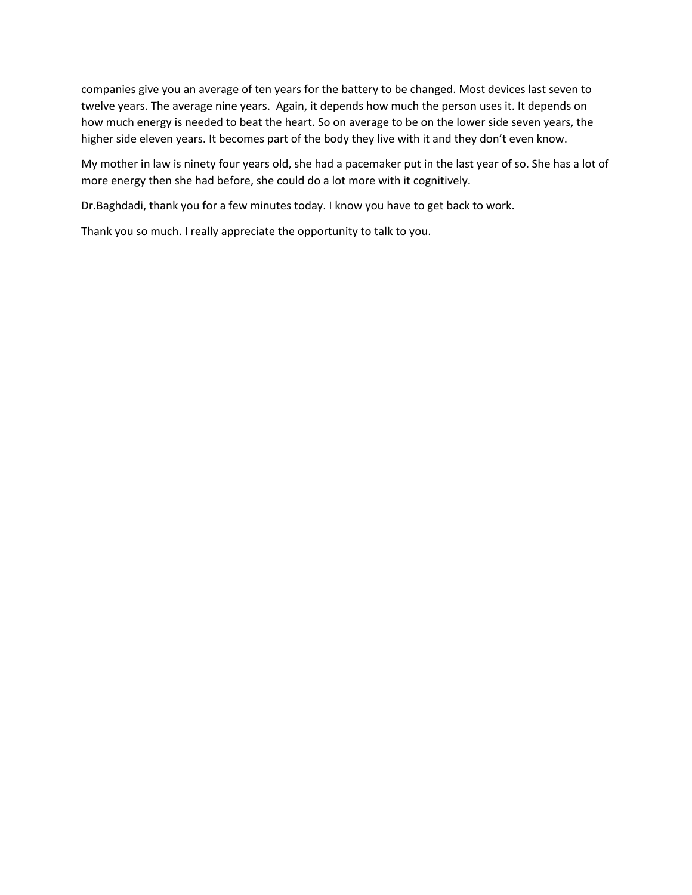companies give you an average of ten years for the battery to be changed. Most devices last seven to twelve years. The average nine years. Again, it depends how much the person uses it. It depends on how much energy is needed to beat the heart. So on average to be on the lower side seven years, the higher side eleven years. It becomes part of the body they live with it and they don't even know.

My mother in law is ninety four years old, she had a pacemaker put in the last year of so. She has a lot of more energy then she had before, she could do a lot more with it cognitively.

Dr.Baghdadi, thank you for a few minutes today. I know you have to get back to work.

Thank you so much. I really appreciate the opportunity to talk to you.